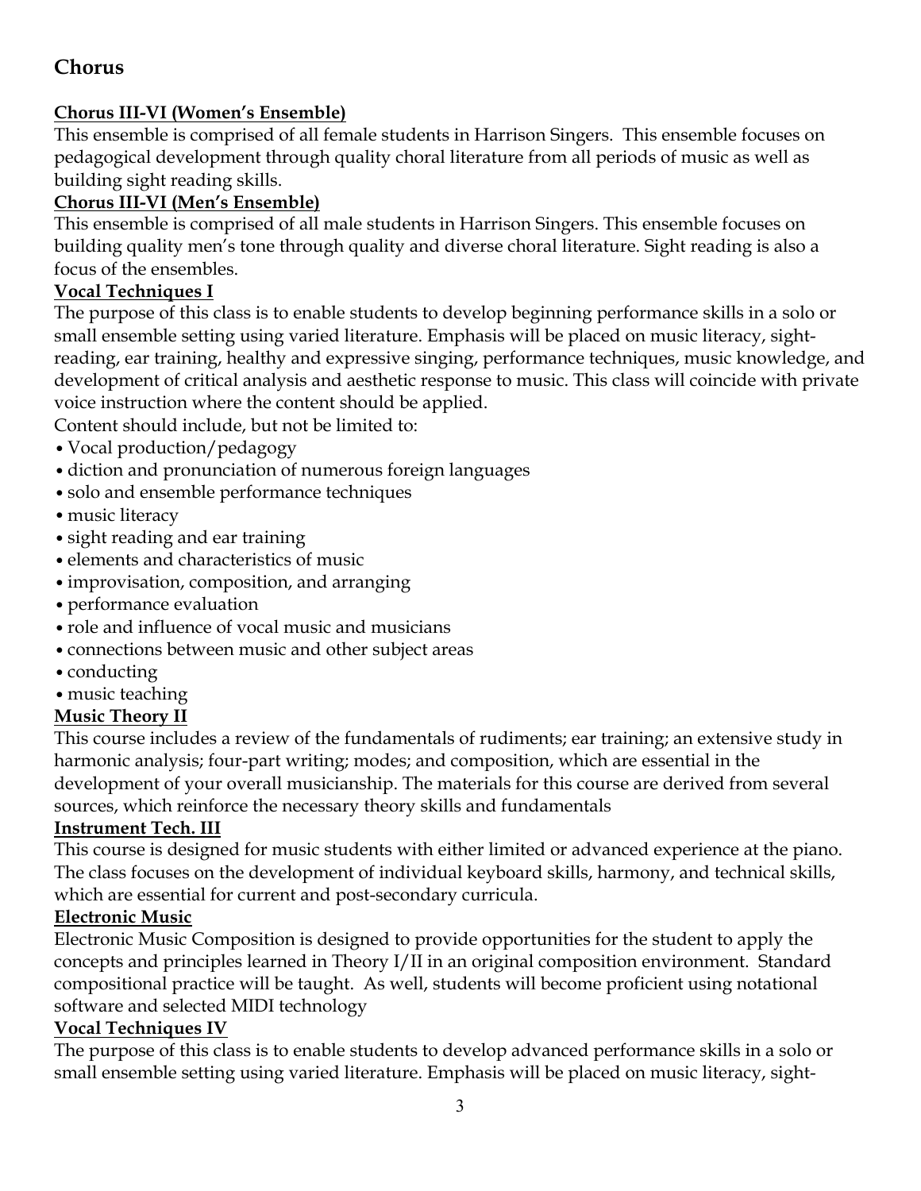## Chorus

### Chorus III-VI (Women's Ensemble)

This ensemble is comprised of all female students in Harrison Singers. This ensemble focuses on pedagogical development through quality choral literature from all periods of music as well as building sight reading skills.

### Chorus III-VI (Men's Ensemble)

This ensemble is comprised of all male students in Harrison Singers. This ensemble focuses on building quality men's tone through quality and diverse choral literature. Sight reading is also a focus of the ensembles.

### Vocal Techniques I

The purpose of this class is to enable students to develop beginning performance skills in a solo or small ensemble setting using varied literature. Emphasis will be placed on music literacy, sight-reading, ear training, healthy and expressive singing, performance techniques, music knowledge, and development of critical analysis and aesthetic response to music. This class will coincide with private voice instruction where the content should be applied.

Content should include, but not be limited to:

- Vocal production/pedagogy
- diction and pronunciation of numerous foreign languages
- solo and ensemble performance techniques
- music literacy
- sight reading and ear training
- elements and characteristics of music
- improvisation, composition, and arranging
- performance evaluation
- role and influence of vocal music and musicians
- connections between music and other subject areas
- conducting
- music teaching

### Music Theory II

This course includes a review of the fundamentals of rudiments; ear training; an extensive study in harmonic analysis; four-part writing; modes; and composition, which are essential in the development of your overall musicianship. The materials for this course are derived from several sources, which reinforce the necessary theory skills and fundamentals

### Instrument Tech. III

This course is designed for music students with either limited or advanced experience at the piano. The class focuses on the development of individual keyboard skills, harmony, and technical skills, which are essential for current and post-secondary curricula.

### Electronic Music

Electronic Music Composition is designed to provide opportunities for the student to apply the concepts and principles learned in Theory I/II in an original composition environment. Standard compositional practice will be taught. As well, students will become proficient using notational software and selected MIDI technology

### Vocal Techniques IV

The purpose of this class is to enable students to develop advanced performance skills in a solo or small ensemble setting using varied literature. Emphasis will be placed on music literacy, sight-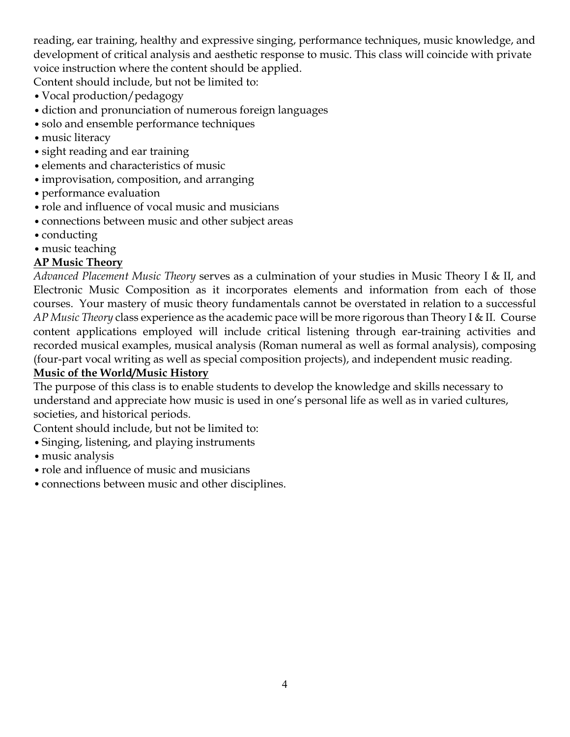reading, ear training, healthy and expressive singing, performance techniques, music knowledge, and development of critical analysis and aesthetic response to music. This class will coincide with private voice instruction where the content should be applied.

Content should include, but not be limited to:

- Vocal production/pedagogy
- diction and pronunciation of numerous foreign languages
- solo and ensemble performance techniques
- music literacy
- sight reading and ear training
- elements and characteristics of music
- improvisation, composition, and arranging
- performance evaluation
- role and influence of vocal music and musicians
- connections between music and other subject areas
- conducting
- music teaching

**AP Music Theory**

*Advanced Placement Music Theory* serves as a culmination of your studies in Music Theory I & II, and Electronic Music Composition as it incorporates elements and information from each of those courses. Your mastery of music theory fundamentals cannot be overstated in relation to a successful *AP Music Theory* class experience as the academic pace will be more rigorous than Theory I & II. Course content applications employed will include critical listening through ear-training activities and recorded musical examples, musical analysis (Roman numeral as well as formal analysis), composing (four-part vocal writing as well as special composition projects), and independent music reading.

**Music of the World/Music History**

The purpose of this class is to enable students to develop the knowledge and skills necessary to understand and appreciate how music is used in one's personal life as well as in varied cultures, societies, and historical periods.

Content should include, but not be limited to:

- Singing, listening, and playing instruments
- music analysis
- role and influence of music and musicians
- connections between music and other disciplines.